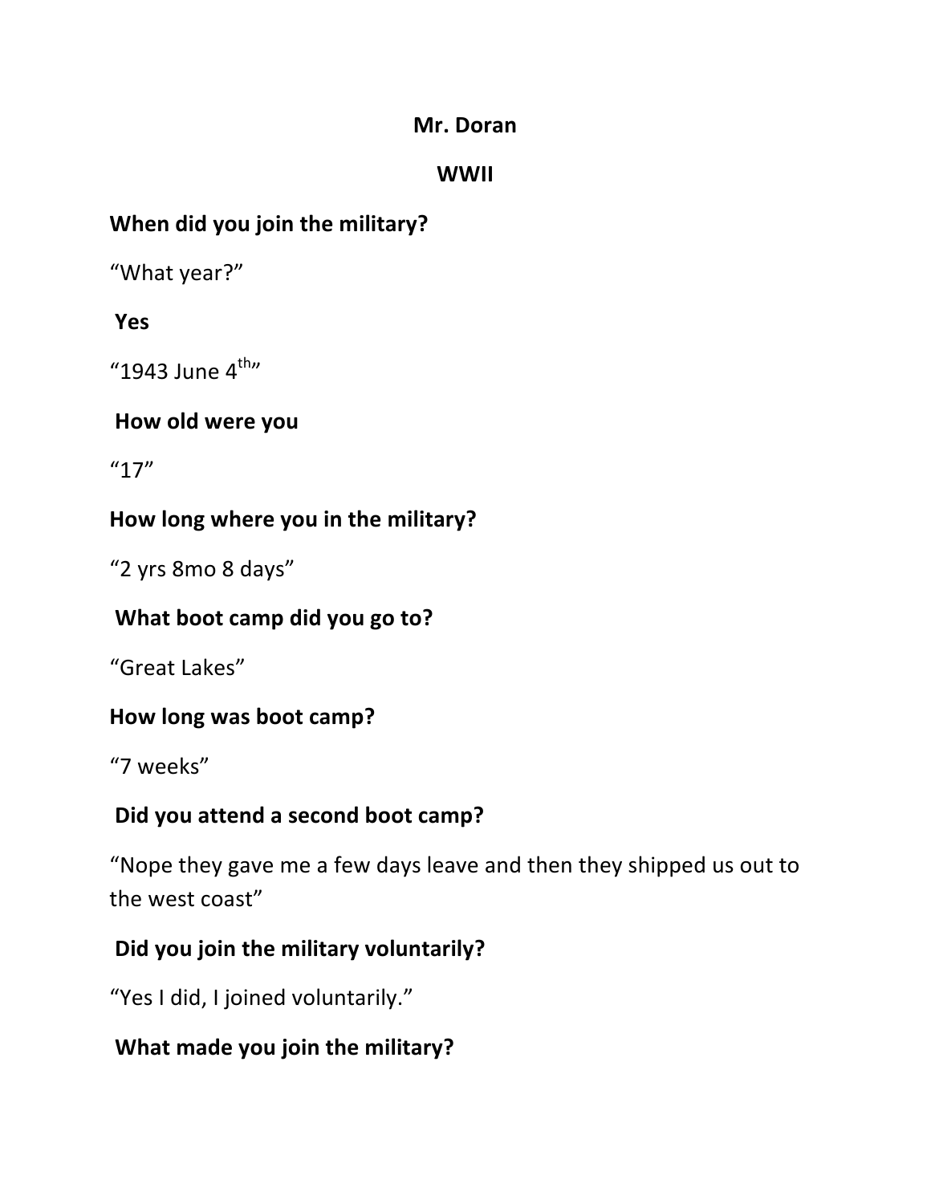**Mr. Doran**

**WWII**

**When did you join the military?**

“What year?”

**Yes**

“1943 June 4th”

**How old were you**

“17”

**How long where you in the military?**

“2 yrs 8mo 8 days”

**What boot camp did you go to?**

“Great Lakes”

**How long was boot camp?**

“7 weeks”

**Did you attend a second boot camp?**

“Nope they gave me a few days leave and then they shipped us out to the west coast”

**Did you join the military voluntarily?**

“Yes I did, I joined voluntarily.”

**What made you join the military?**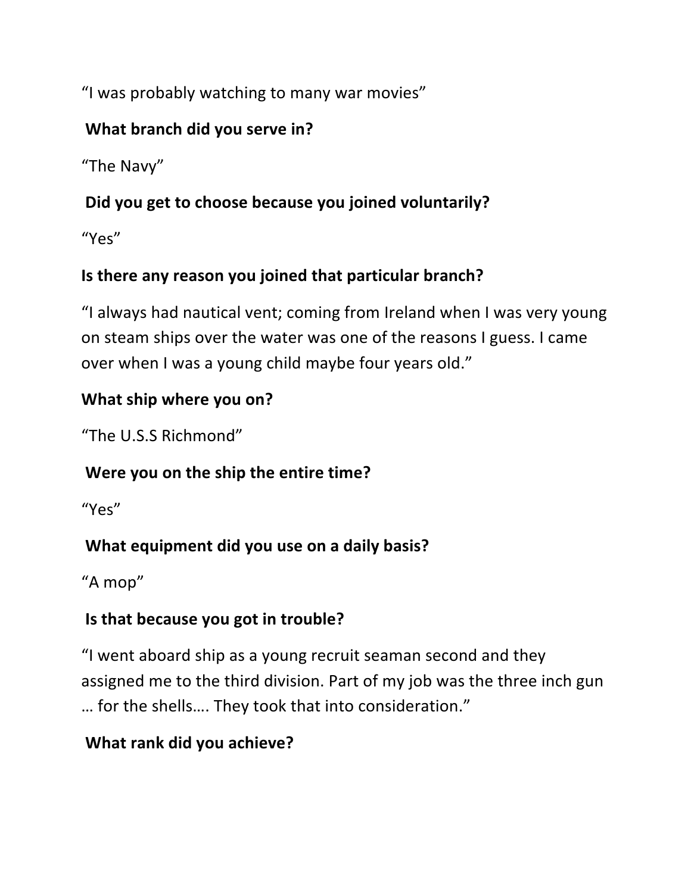"I was probably watching to many war movies"

**What branch did you serve in?**

"The Navy"

**Did you get to choose because you joined voluntarily?**

"Yes"

**Is there any reason you joined that particular branch?**

"I always had nautical vent; coming from Ireland when I was very young on steam ships over the water was one of the reasons I guess. I came over when I was a young child maybe four years old."

**What ship where you on?**

"The U.S.S Richmond"

**Were you on the ship the entire time?**

"Yes"

**What equipment did you use on a daily basis?**

"A mop"

**Is that because you got in trouble?**

"I went aboard ship as a young recruit seaman second and they assigned me to the third division. Part of my job was the three inch gun … for the shells…. They took that into consideration."

**What rank did you achieve?**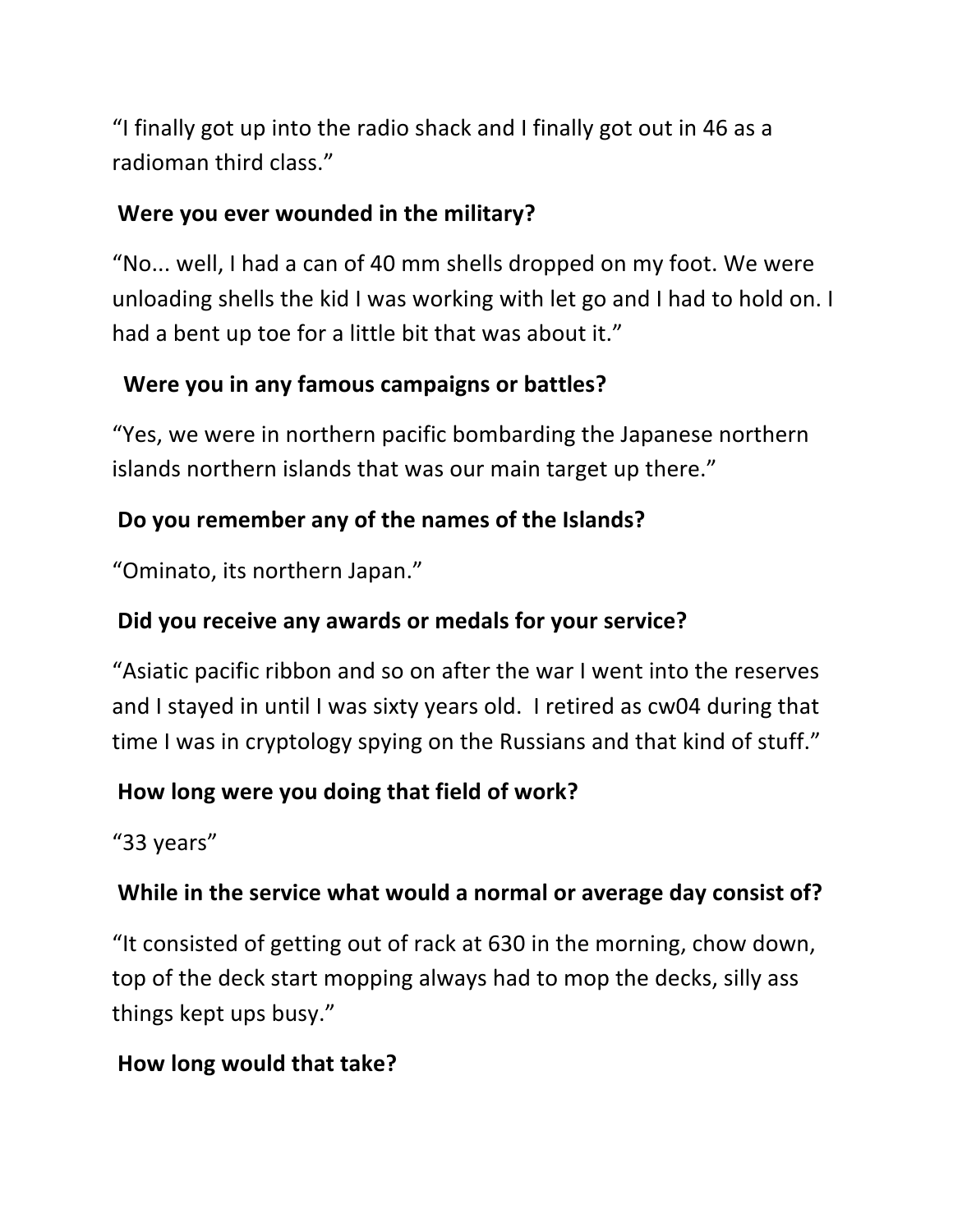"I finally got up into the radio shack and I finally got out in 46 as a radioman third class."

**Were you ever wounded in the military?**

"No... well, I had a can of 40 mm shells dropped on my foot. We were unloading shells the kid I was working with let go and I had to hold on. I had a bent up toe for a little bit that was about it."

**Were you in any famous campaigns or battles?**

"Yes, we were in northern pacific bombarding the Japanese northern islands northern islands that was our main target up there."

**Do you remember any of the names of the Islands?**

"Ominato, its northern Japan."

**Did you receive any awards or medals for your service?**

"Asiatic pacific ribbon and so on after the war I went into the reserves and I stayed in until I was sixty years old. I retired as cw04 during that time I was in cryptology spying on the Russians and that kind of stuff."

**How long were you doing that field of work?**

"33 years"

**While in the service what would a normal or average day consist of?**

"It consisted of getting out of rack at 630 in the morning, chow down, top of the deck start mopping always had to mop the decks, silly ass things kept ups busy."

**How long would that take?**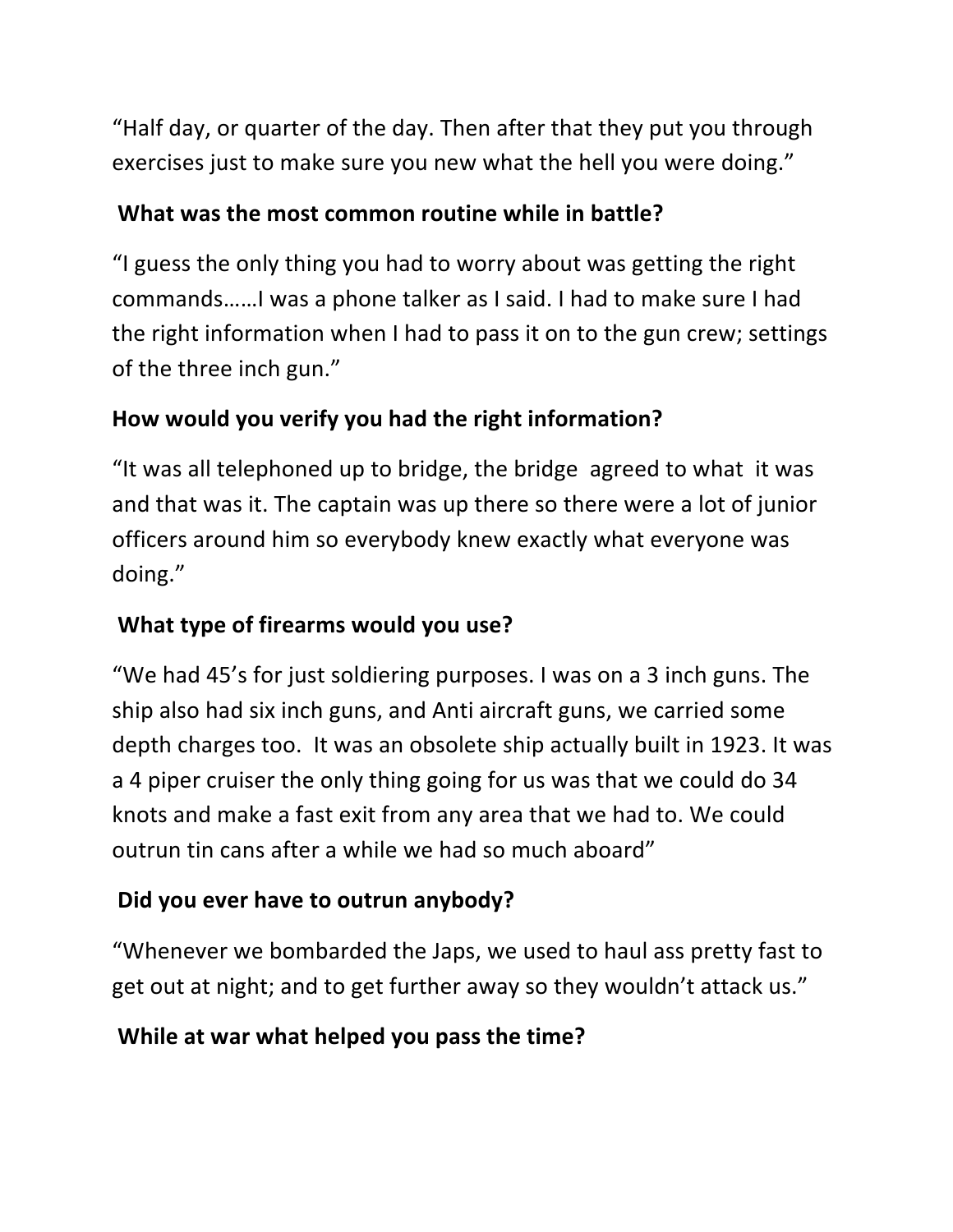"Half day, or quarter of the day. Then after that they put you through exercises just to make sure you new what the hell you were doing."

**What was the most common routine while in battle?**

"I guess the only thing you had to worry about was getting the right commands……I was a phone talker as I said. I had to make sure I had the right information when I had to pass it on to the gun crew; settings of the three inch gun."

**How would you verify you had the right information?**

"It was all telephoned up to bridge, the bridge agreed to what it was and that was it. The captain was up there so there were a lot of junior officers around him so everybody knew exactly what everyone was doing."

**What type of firearms would you use?**

"We had 45's for just soldiering purposes. I was on a 3 inch guns. The ship also had six inch guns, and Anti aircraft guns, we carried some depth charges too. It was an obsolete ship actually built in 1923. It was a 4 piper cruiser the only thing going for us was that we could do 34 knots and make a fast exit from any area that we had to. We could outrun tin cans after a while we had so much aboard"

**Did you ever have to outrun anybody?**

"Whenever we bombarded the Japs, we used to haul ass pretty fast to get out at night; and to get further away so they wouldn't attack us."

**While at war what helped you pass the time?**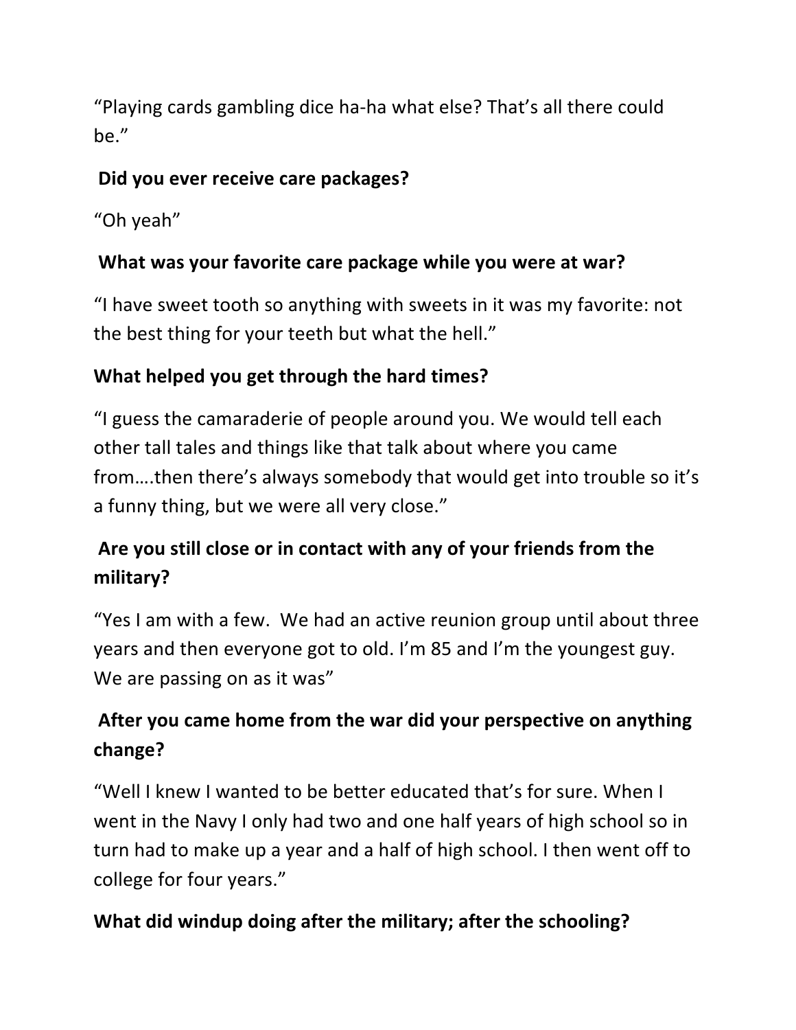"Playing cards gambling dice ha-ha what else? That's all there could be."

**Did you ever receive care packages?**

"Oh yeah"

**What was your favorite care package while you were at war?**

"I have sweet tooth so anything with sweets in it was my favorite: not the best thing for your teeth but what the hell."

**What helped you get through the hard times?**

"I guess the camaraderie of people around you. We would tell each other tall tales and things like that talk about where you came from….then there's always somebody that would get into trouble so it's a funny thing, but we were all very close."

**Are you still close or in contact with any of your friends from the military?**

"Yes I am with a few. We had an active reunion group until about three years and then everyone got to old. I'm 85 and I'm the youngest guy. We are passing on as it was"

**After you came home from the war did your perspective on anything change?**

"Well I knew I wanted to be better educated that's for sure. When I went in the Navy I only had two and one half years of high school so in turn had to make up a year and a half of high school. I then went off to college for four years."

**What did windup doing after the military; after the schooling?**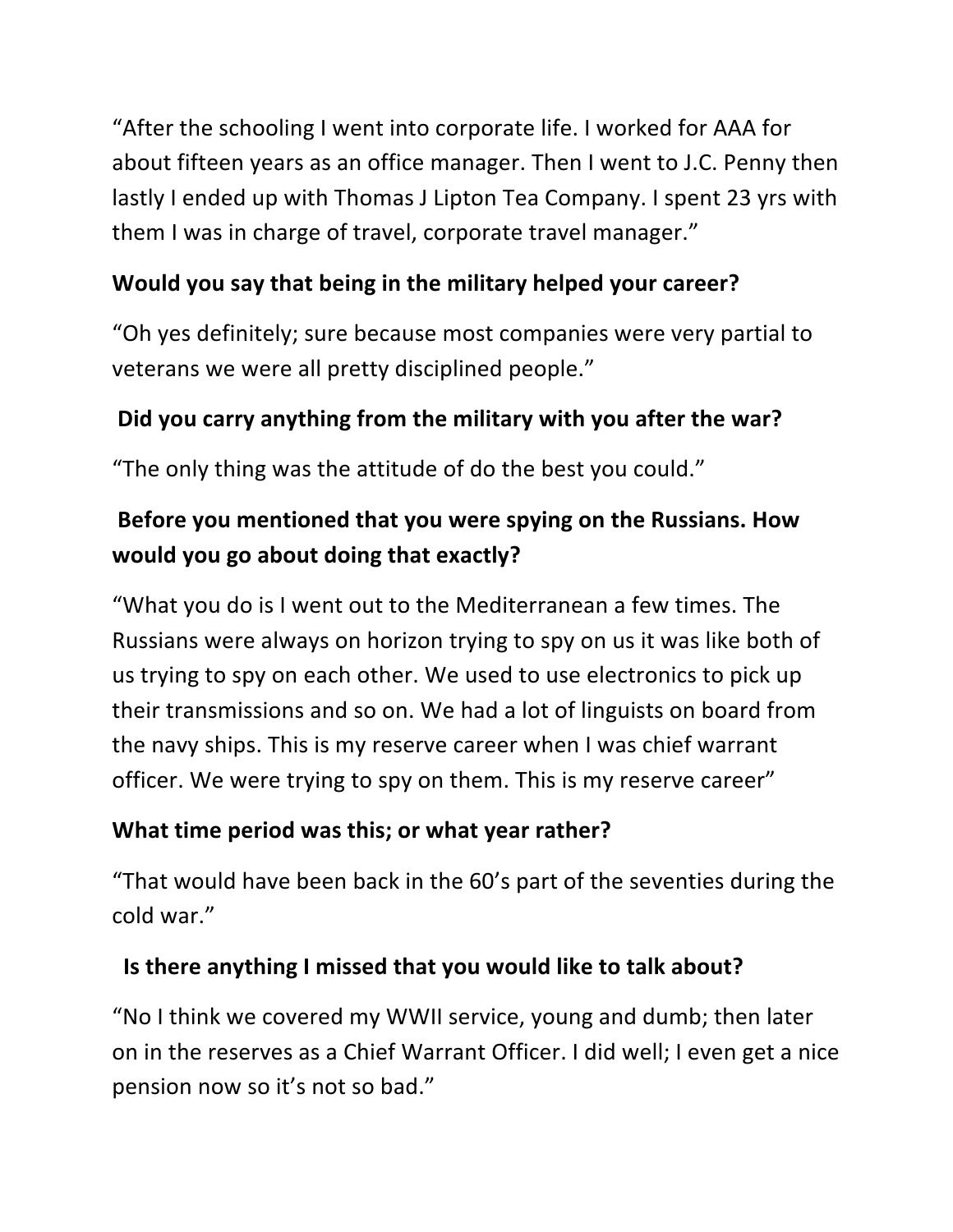"After the schooling I went into corporate life. I worked for AAA for about fifteen years as an office manager. Then I went to J.C. Penny then lastly I ended up with Thomas J Lipton Tea Company. I spent 23 yrs with them I was in charge of travel, corporate travel manager."

**Would you say that being in the military helped your career?**

"Oh yes definitely; sure because most companies were very partial to veterans we were all pretty disciplined people."

**Did you carry anything from the military with you after the war?**

"The only thing was the attitude of do the best you could."

**Before you mentioned that you were spying on the Russians. How would you go about doing that exactly?**

"What you do is I went out to the Mediterranean a few times. The Russians were always on horizon trying to spy on us it was like both of us trying to spy on each other. We used to use electronics to pick up their transmissions and so on. We had a lot of linguists on board from the navy ships. This is my reserve career when I was chief warrant officer. We were trying to spy on them. This is my reserve career"

**What time period was this; or what year rather?**

"That would have been back in the 60's part of the seventies during the cold war."

**Is there anything I missed that you would like to talk about?**

"No I think we covered my WWII service, young and dumb; then later on in the reserves as a Chief Warrant Officer. I did well; I even get a nice pension now so it's not so bad."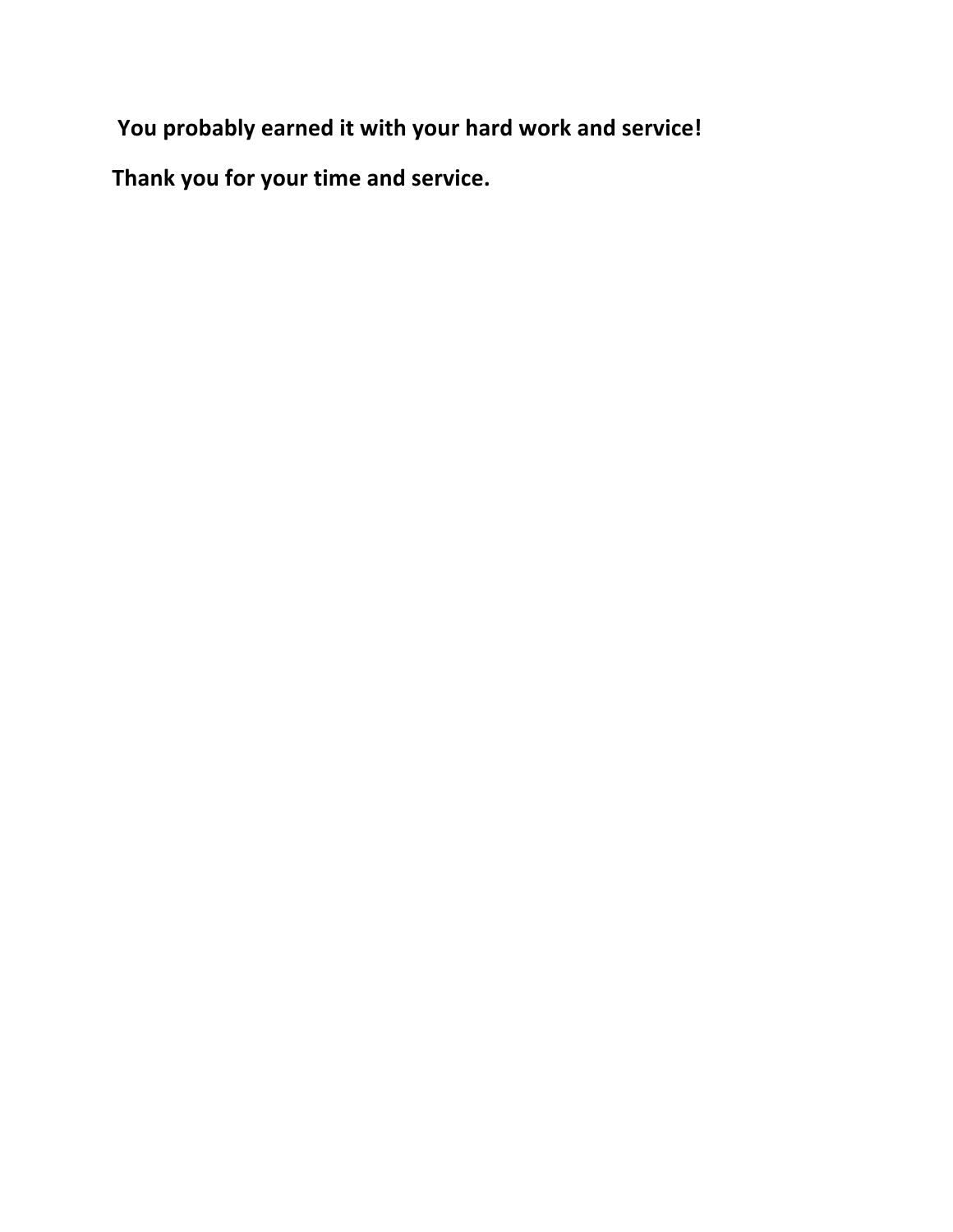**You probably earned it with your hard work and service!**

**Thank you for your time and service.**